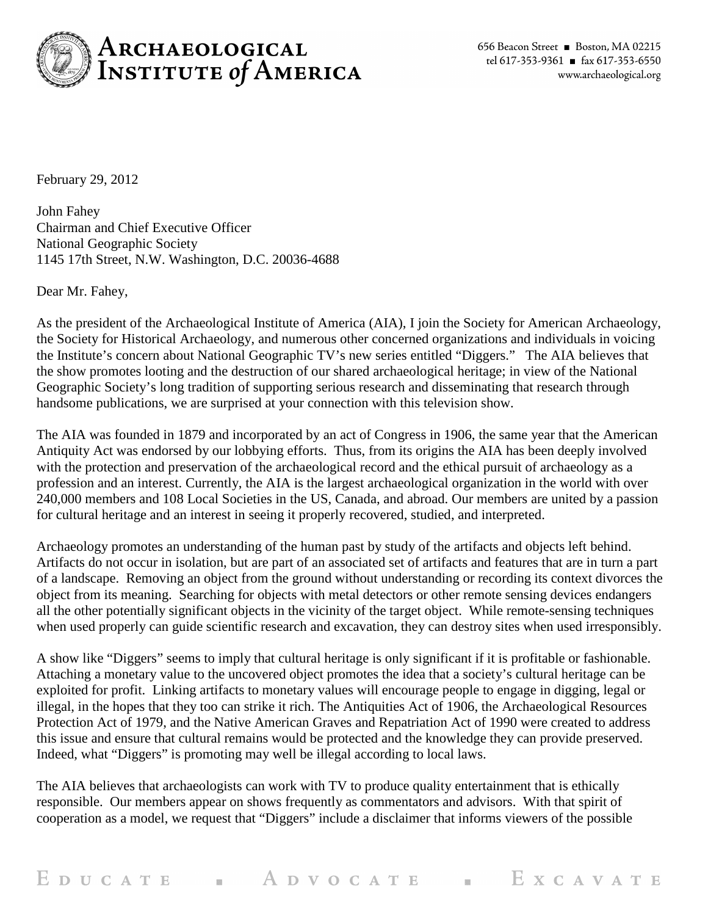# Archaeological Institute *of* America

656 Beacon Street ■ Boston, MA 02215
tel 617-353-9361 ■ fax 617-353-6550
www.archaeological.org

February 29, 2012

John Fahey
Chairman and Chief Executive Officer
National Geographic Society
1145 17th Street, N.W. Washington, D.C. 20036-4688

Dear Mr. Fahey,

As the president of the Archaeological Institute of America (AIA), I join the Society for American Archaeology, the Society for Historical Archaeology, and numerous other concerned organizations and individuals in voicing the Institute's concern about National Geographic TV's new series entitled "Diggers." The AIA believes that the show promotes looting and the destruction of our shared archaeological heritage; in view of the National Geographic Society's long tradition of supporting serious research and disseminating that research through handsome publications, we are surprised at your connection with this television show.

The AIA was founded in 1879 and incorporated by an act of Congress in 1906, the same year that the American Antiquity Act was endorsed by our lobbying efforts. Thus, from its origins the AIA has been deeply involved with the protection and preservation of the archaeological record and the ethical pursuit of archaeology as a profession and an interest. Currently, the AIA is the largest archaeological organization in the world with over 240,000 members and 108 Local Societies in the US, Canada, and abroad. Our members are united by a passion for cultural heritage and an interest in seeing it properly recovered, studied, and interpreted.

Archaeology promotes an understanding of the human past by study of the artifacts and objects left behind. Artifacts do not occur in isolation, but are part of an associated set of artifacts and features that are in turn a part of a landscape. Removing an object from the ground without understanding or recording its context divorces the object from its meaning. Searching for objects with metal detectors or other remote sensing devices endangers all the other potentially significant objects in the vicinity of the target object. While remote-sensing techniques when used properly can guide scientific research and excavation, they can destroy sites when used irresponsibly.

A show like "Diggers" seems to imply that cultural heritage is only significant if it is profitable or fashionable. Attaching a monetary value to the uncovered object promotes the idea that a society's cultural heritage can be exploited for profit. Linking artifacts to monetary values will encourage people to engage in digging, legal or illegal, in the hopes that they too can strike it rich. The Antiquities Act of 1906, the Archaeological Resources Protection Act of 1979, and the Native American Graves and Repatriation Act of 1990 were created to address this issue and ensure that cultural remains would be protected and the knowledge they can provide preserved. Indeed, what "Diggers" is promoting may well be illegal according to local laws.

The AIA believes that archaeologists can work with TV to produce quality entertainment that is ethically responsible. Our members appear on shows frequently as commentators and advisors. With that spirit of cooperation as a model, we request that "Diggers" include a disclaimer that informs viewers of the possible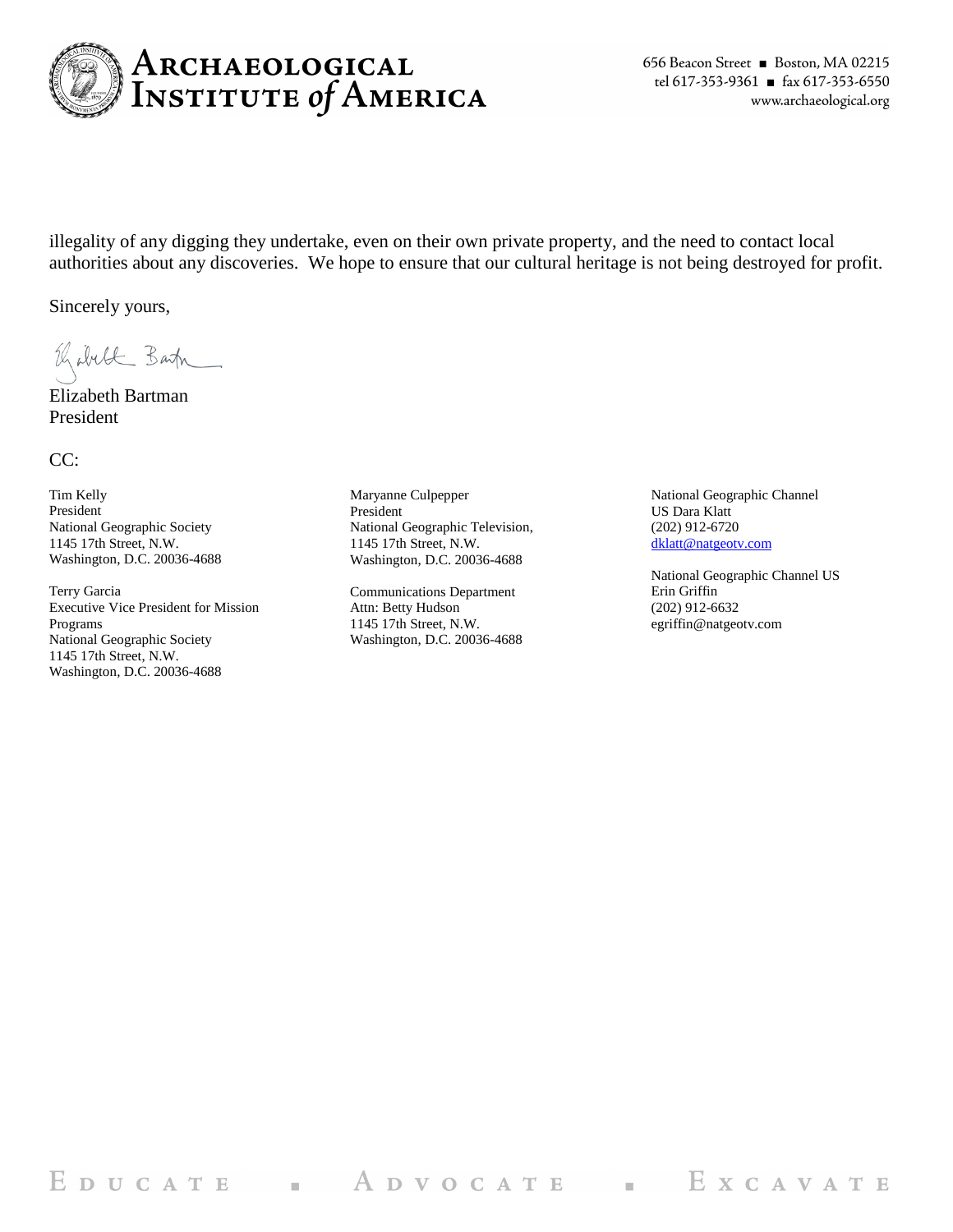illegality of any digging they undertake, even on their own private property, and the need to contact local authorities about any discoveries. We hope to ensure that our cultural heritage is not being destroyed for profit.

Sincerely yours,

Elizabeth Bartman
President

CC:

Tim Kelly
President
National Geographic Society
1145 17th Street, N.W.
Washington, D.C. 20036-4688

Terry Garcia
Executive Vice President for Mission Programs
National Geographic Society
1145 17th Street, N.W.
Washington, D.C. 20036-4688

Maryanne Culpepper
President
National Geographic Television,
1145 17th Street, N.W.
Washington, D.C. 20036-4688

Communications Department
Attn: Betty Hudson
1145 17th Street, N.W.
Washington, D.C. 20036-4688

National Geographic Channel
US Dara Klatt
(202) 912-6720
dklatt@natgeotv.com

National Geographic Channel US
Erin Griffin
(202) 912-6632
egriffin@natgeotv.com